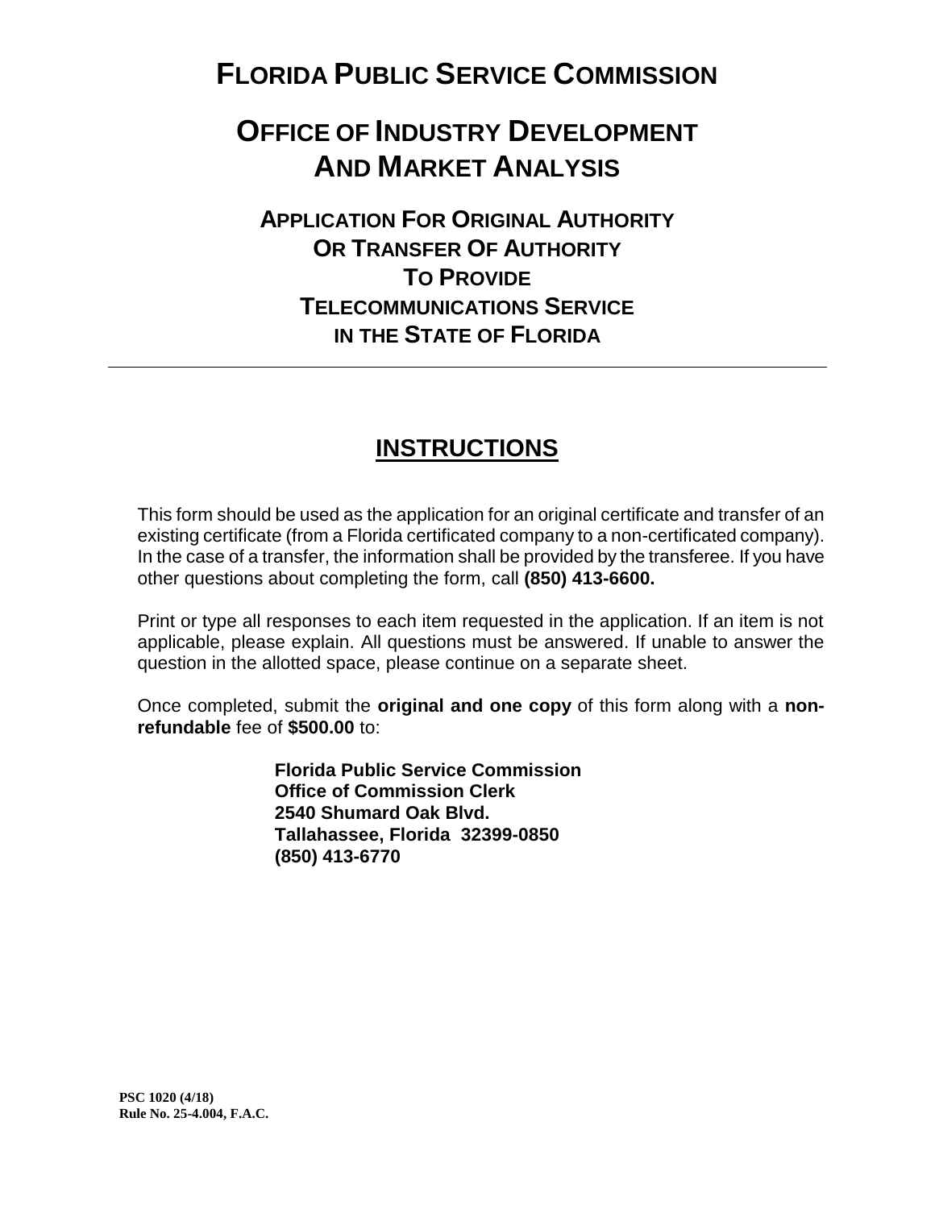# FLORIDA PUBLIC SERVICE COMMISSION

# OFFICE OF INDUSTRY DEVELOPMENT AND MARKET ANALYSIS

## APPLICATION FOR ORIGINAL AUTHORITY OR TRANSFER OF AUTHORITY TO PROVIDE TELECOMMUNICATIONS SERVICE IN THE STATE OF FLORIDA

---

## INSTRUCTIONS

This form should be used as the application for an original certificate and transfer of an existing certificate (from a Florida certificated company to a non-certificated company). In the case of a transfer, the information shall be provided by the transferee. If you have other questions about completing the form, call **(850) 413-6600.**

Print or type all responses to each item requested in the application. If an item is not applicable, please explain. All questions must be answered. If unable to answer the question in the allotted space, please continue on a separate sheet.

Once completed, submit the **original and one copy** of this form along with a **non-refundable** fee of **$500.00** to:

**Florida Public Service Commission**
**Office of Commission Clerk**
**2540 Shumard Oak Blvd.**
**Tallahassee, Florida 32399-0850**
**(850) 413-6770**

**PSC 1020 (4/18)**
**Rule No. 25-4.004, F.A.C.**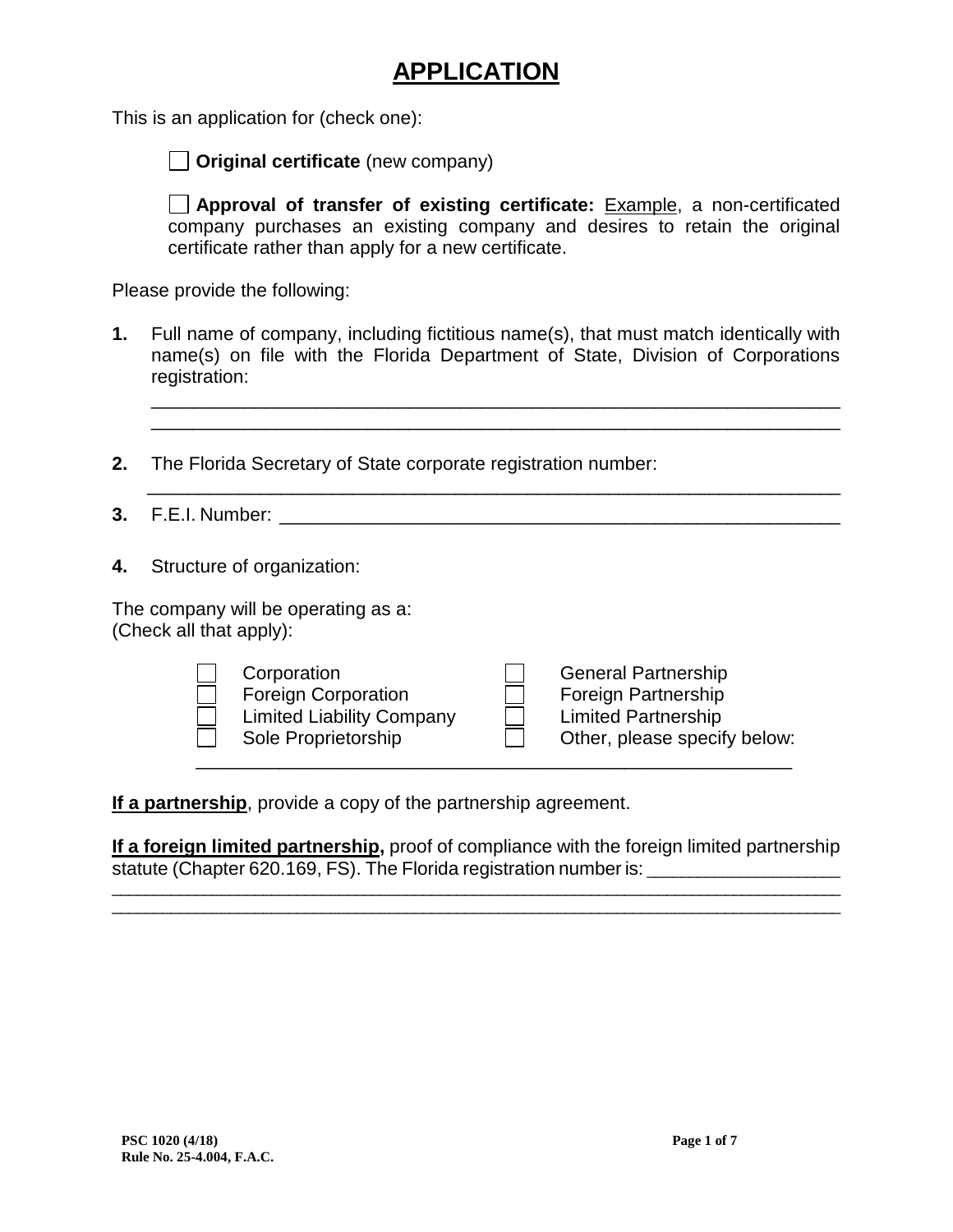# APPLICATION

This is an application for (check one):

- ☐ **Original certificate** (new company)
- ☐ **Approval of transfer of existing certificate:** Example, a non-certificated company purchases an existing company and desires to retain the original certificate rather than apply for a new certificate.

Please provide the following:

**1.** Full name of company, including fictitious name(s), that must match identically with name(s) on file with the Florida Department of State, Division of Corporations registration:

_______________________________________________________________

_______________________________________________________________

**2.** The Florida Secretary of State corporate registration number:

_______________________________________________________________

**3.** F.E.I. Number: ______________________________________________

**4.** Structure of organization:

The company will be operating as a:
(Check all that apply):

| | |
|---|---|
| ☐ Corporation | ☐ General Partnership |
| ☐ Foreign Corporation | ☐ Foreign Partnership |
| ☐ Limited Liability Company | ☐ Limited Partnership |
| ☐ Sole Proprietorship | ☐ Other, please specify below: |

_______________________________________________________________

**If a partnership**, provide a copy of the partnership agreement.

**If a foreign limited partnership,** proof of compliance with the foreign limited partnership statute (Chapter 620.169, FS). The Florida registration number is: __________________

_______________________________________________________________

_______________________________________________________________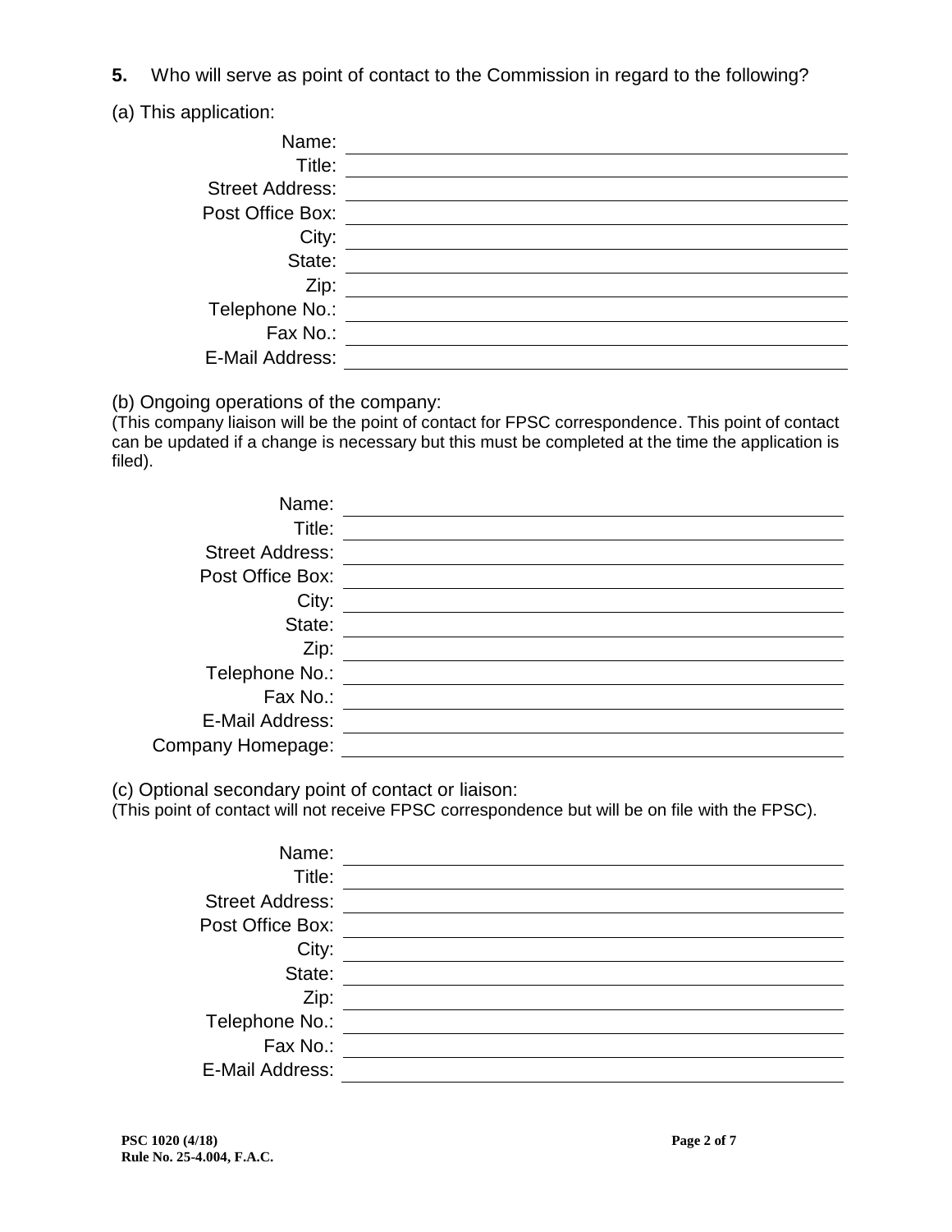**5.** Who will serve as point of contact to the Commission in regard to the following?

(a) This application:

Name: \_\_\_\_\_\_\_\_\_\_\_\_\_\_\_\_\_\_\_\_\_\_\_\_\_\_\_\_\_\_\_\_\_\_\_\_\_\_\_\_

Title: \_\_\_\_\_\_\_\_\_\_\_\_\_\_\_\_\_\_\_\_\_\_\_\_\_\_\_\_\_\_\_\_\_\_\_\_\_\_\_\_

Street Address: \_\_\_\_\_\_\_\_\_\_\_\_\_\_\_\_\_\_\_\_\_\_\_\_\_\_\_\_\_\_\_\_\_\_\_\_\_\_\_\_

Post Office Box: \_\_\_\_\_\_\_\_\_\_\_\_\_\_\_\_\_\_\_\_\_\_\_\_\_\_\_\_\_\_\_\_\_\_\_\_\_\_\_\_

City: \_\_\_\_\_\_\_\_\_\_\_\_\_\_\_\_\_\_\_\_\_\_\_\_\_\_\_\_\_\_\_\_\_\_\_\_\_\_\_\_

State: \_\_\_\_\_\_\_\_\_\_\_\_\_\_\_\_\_\_\_\_\_\_\_\_\_\_\_\_\_\_\_\_\_\_\_\_\_\_\_\_

Zip: \_\_\_\_\_\_\_\_\_\_\_\_\_\_\_\_\_\_\_\_\_\_\_\_\_\_\_\_\_\_\_\_\_\_\_\_\_\_\_\_

Telephone No.: \_\_\_\_\_\_\_\_\_\_\_\_\_\_\_\_\_\_\_\_\_\_\_\_\_\_\_\_\_\_\_\_\_\_\_\_\_\_\_\_

Fax No.: \_\_\_\_\_\_\_\_\_\_\_\_\_\_\_\_\_\_\_\_\_\_\_\_\_\_\_\_\_\_\_\_\_\_\_\_\_\_\_\_

E-Mail Address: \_\_\_\_\_\_\_\_\_\_\_\_\_\_\_\_\_\_\_\_\_\_\_\_\_\_\_\_\_\_\_\_\_\_\_\_\_\_\_\_

(b) Ongoing operations of the company:
(This company liaison will be the point of contact for FPSC correspondence. This point of contact can be updated if a change is necessary but this must be completed at the time the application is filed).

Name: \_\_\_\_\_\_\_\_\_\_\_\_\_\_\_\_\_\_\_\_\_\_\_\_\_\_\_\_\_\_\_\_\_\_\_\_\_\_\_\_

Title: \_\_\_\_\_\_\_\_\_\_\_\_\_\_\_\_\_\_\_\_\_\_\_\_\_\_\_\_\_\_\_\_\_\_\_\_\_\_\_\_

Street Address: \_\_\_\_\_\_\_\_\_\_\_\_\_\_\_\_\_\_\_\_\_\_\_\_\_\_\_\_\_\_\_\_\_\_\_\_\_\_\_\_

Post Office Box: \_\_\_\_\_\_\_\_\_\_\_\_\_\_\_\_\_\_\_\_\_\_\_\_\_\_\_\_\_\_\_\_\_\_\_\_\_\_\_\_

City: \_\_\_\_\_\_\_\_\_\_\_\_\_\_\_\_\_\_\_\_\_\_\_\_\_\_\_\_\_\_\_\_\_\_\_\_\_\_\_\_

State: \_\_\_\_\_\_\_\_\_\_\_\_\_\_\_\_\_\_\_\_\_\_\_\_\_\_\_\_\_\_\_\_\_\_\_\_\_\_\_\_

Zip: \_\_\_\_\_\_\_\_\_\_\_\_\_\_\_\_\_\_\_\_\_\_\_\_\_\_\_\_\_\_\_\_\_\_\_\_\_\_\_\_

Telephone No.: \_\_\_\_\_\_\_\_\_\_\_\_\_\_\_\_\_\_\_\_\_\_\_\_\_\_\_\_\_\_\_\_\_\_\_\_\_\_\_\_

Fax No.: \_\_\_\_\_\_\_\_\_\_\_\_\_\_\_\_\_\_\_\_\_\_\_\_\_\_\_\_\_\_\_\_\_\_\_\_\_\_\_\_

E-Mail Address: \_\_\_\_\_\_\_\_\_\_\_\_\_\_\_\_\_\_\_\_\_\_\_\_\_\_\_\_\_\_\_\_\_\_\_\_\_\_\_\_

Company Homepage: \_\_\_\_\_\_\_\_\_\_\_\_\_\_\_\_\_\_\_\_\_\_\_\_\_\_\_\_\_\_\_\_\_\_\_\_\_\_\_\_

(c) Optional secondary point of contact or liaison:
(This point of contact will not receive FPSC correspondence but will be on file with the FPSC).

Name: \_\_\_\_\_\_\_\_\_\_\_\_\_\_\_\_\_\_\_\_\_\_\_\_\_\_\_\_\_\_\_\_\_\_\_\_\_\_\_\_

Title: \_\_\_\_\_\_\_\_\_\_\_\_\_\_\_\_\_\_\_\_\_\_\_\_\_\_\_\_\_\_\_\_\_\_\_\_\_\_\_\_

Street Address: \_\_\_\_\_\_\_\_\_\_\_\_\_\_\_\_\_\_\_\_\_\_\_\_\_\_\_\_\_\_\_\_\_\_\_\_\_\_\_\_

Post Office Box: \_\_\_\_\_\_\_\_\_\_\_\_\_\_\_\_\_\_\_\_\_\_\_\_\_\_\_\_\_\_\_\_\_\_\_\_\_\_\_\_

City: \_\_\_\_\_\_\_\_\_\_\_\_\_\_\_\_\_\_\_\_\_\_\_\_\_\_\_\_\_\_\_\_\_\_\_\_\_\_\_\_

State: \_\_\_\_\_\_\_\_\_\_\_\_\_\_\_\_\_\_\_\_\_\_\_\_\_\_\_\_\_\_\_\_\_\_\_\_\_\_\_\_

Zip: \_\_\_\_\_\_\_\_\_\_\_\_\_\_\_\_\_\_\_\_\_\_\_\_\_\_\_\_\_\_\_\_\_\_\_\_\_\_\_\_

Telephone No.: \_\_\_\_\_\_\_\_\_\_\_\_\_\_\_\_\_\_\_\_\_\_\_\_\_\_\_\_\_\_\_\_\_\_\_\_\_\_\_\_

Fax No.: \_\_\_\_\_\_\_\_\_\_\_\_\_\_\_\_\_\_\_\_\_\_\_\_\_\_\_\_\_\_\_\_\_\_\_\_\_\_\_\_

E-Mail Address: \_\_\_\_\_\_\_\_\_\_\_\_\_\_\_\_\_\_\_\_\_\_\_\_\_\_\_\_\_\_\_\_\_\_\_\_\_\_\_\_

**PSC 1020 (4/18)**
**Rule No. 25-4.004, F.A.C.**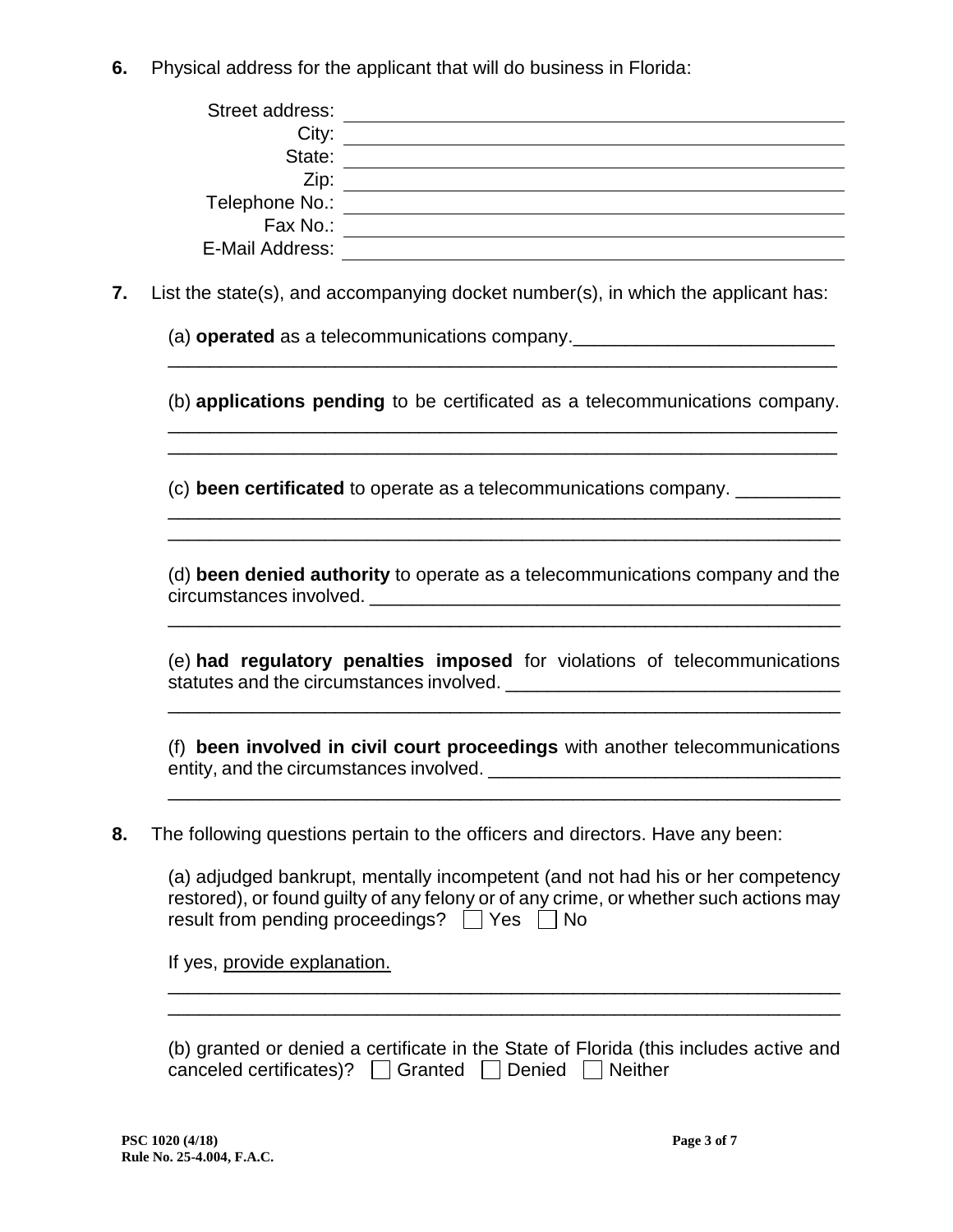**6.** Physical address for the applicant that will do business in Florida:

Street address: ____________________
City: ____________________
State: ____________________
Zip: ____________________
Telephone No.: ____________________
Fax No.: ____________________
E-Mail Address: ____________________

**7.** List the state(s), and accompanying docket number(s), in which the applicant has:

(a) **operated** as a telecommunications company.____________________

____________________

(b) **applications pending** to be certificated as a telecommunications company.

____________________

____________________

(c) **been certificated** to operate as a telecommunications company. __________

____________________

____________________

(d) **been denied authority** to operate as a telecommunications company and the circumstances involved. ____________________

____________________

(e) **had regulatory penalties imposed** for violations of telecommunications statutes and the circumstances involved. ____________________

____________________

(f) **been involved in civil court proceedings** with another telecommunications entity, and the circumstances involved. ____________________

____________________

**8.** The following questions pertain to the officers and directors. Have any been:

(a) adjudged bankrupt, mentally incompetent (and not had his or her competency restored), or found guilty of any felony or of any crime, or whether such actions may result from pending proceedings? ☐ Yes ☐ No

If yes, provide explanation.

____________________

____________________

(b) granted or denied a certificate in the State of Florida (this includes active and canceled certificates)? ☐ Granted ☐ Denied ☐ Neither

PSC 1020 (4/18)
Rule No. 25-4.004, F.A.C.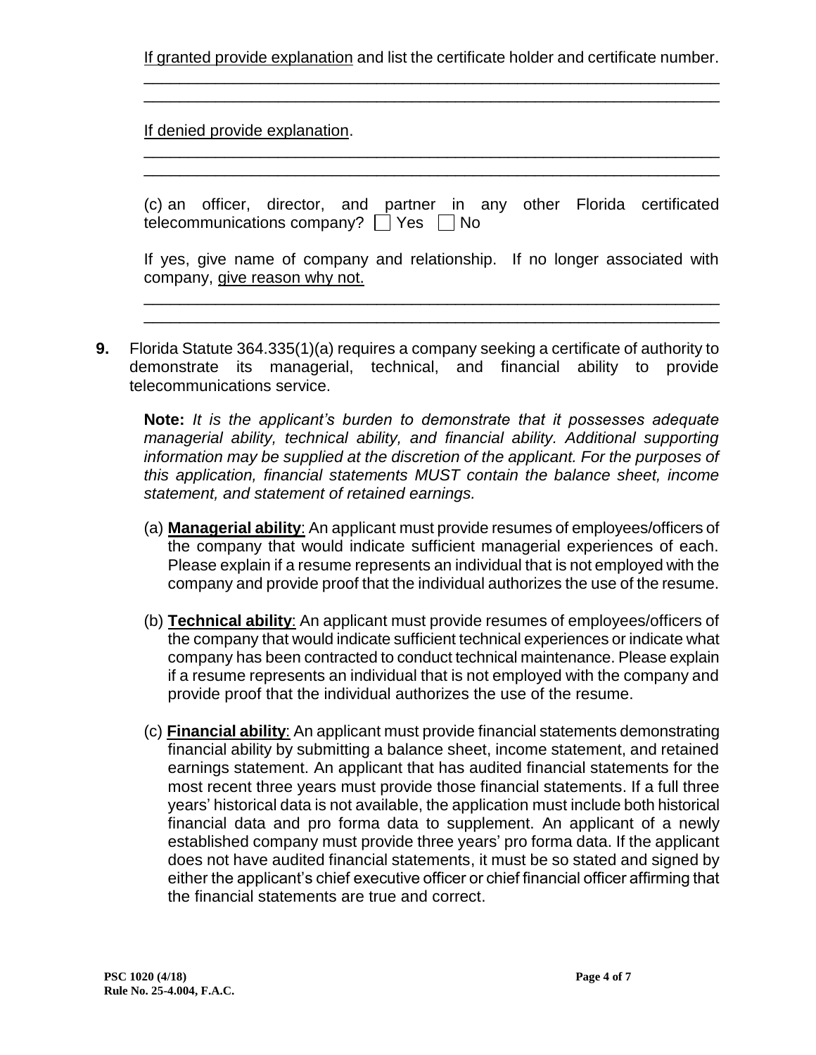<u>If granted provide explanation</u> and list the certificate holder and certificate number.

\_\_\_\_\_\_\_\_\_\_\_\_\_\_\_\_\_\_\_\_\_\_\_\_\_\_\_\_\_\_\_\_\_\_\_\_\_\_\_\_\_\_\_\_\_\_\_\_\_\_\_\_\_\_\_\_\_\_\_\_\_\_\_\_
\_\_\_\_\_\_\_\_\_\_\_\_\_\_\_\_\_\_\_\_\_\_\_\_\_\_\_\_\_\_\_\_\_\_\_\_\_\_\_\_\_\_\_\_\_\_\_\_\_\_\_\_\_\_\_\_\_\_\_\_\_\_\_\_

<u>If denied provide explanation</u>.

\_\_\_\_\_\_\_\_\_\_\_\_\_\_\_\_\_\_\_\_\_\_\_\_\_\_\_\_\_\_\_\_\_\_\_\_\_\_\_\_\_\_\_\_\_\_\_\_\_\_\_\_\_\_\_\_\_\_\_\_\_\_\_\_
\_\_\_\_\_\_\_\_\_\_\_\_\_\_\_\_\_\_\_\_\_\_\_\_\_\_\_\_\_\_\_\_\_\_\_\_\_\_\_\_\_\_\_\_\_\_\_\_\_\_\_\_\_\_\_\_\_\_\_\_\_\_\_\_

(c) an officer, director, and partner in any other Florida certificated telecommunications company? ☐ Yes ☐ No

If yes, give name of company and relationship. If no longer associated with company, <u>give reason why not.</u>

\_\_\_\_\_\_\_\_\_\_\_\_\_\_\_\_\_\_\_\_\_\_\_\_\_\_\_\_\_\_\_\_\_\_\_\_\_\_\_\_\_\_\_\_\_\_\_\_\_\_\_\_\_\_\_\_\_\_\_\_\_\_\_\_
\_\_\_\_\_\_\_\_\_\_\_\_\_\_\_\_\_\_\_\_\_\_\_\_\_\_\_\_\_\_\_\_\_\_\_\_\_\_\_\_\_\_\_\_\_\_\_\_\_\_\_\_\_\_\_\_\_\_\_\_\_\_\_\_

**9.** Florida Statute 364.335(1)(a) requires a company seeking a certificate of authority to demonstrate its managerial, technical, and financial ability to provide telecommunications service.

**Note:** *It is the applicant's burden to demonstrate that it possesses adequate managerial ability, technical ability, and financial ability. Additional supporting information may be supplied at the discretion of the applicant. For the purposes of this application, financial statements MUST contain the balance sheet, income statement, and statement of retained earnings.*

(a) <u>**Managerial ability**</u>: An applicant must provide resumes of employees/officers of the company that would indicate sufficient managerial experiences of each. Please explain if a resume represents an individual that is not employed with the company and provide proof that the individual authorizes the use of the resume.

(b) <u>**Technical ability**</u>: An applicant must provide resumes of employees/officers of the company that would indicate sufficient technical experiences or indicate what company has been contracted to conduct technical maintenance. Please explain if a resume represents an individual that is not employed with the company and provide proof that the individual authorizes the use of the resume.

(c) <u>**Financial ability**</u>: An applicant must provide financial statements demonstrating financial ability by submitting a balance sheet, income statement, and retained earnings statement. An applicant that has audited financial statements for the most recent three years must provide those financial statements. If a full three years' historical data is not available, the application must include both historical financial data and pro forma data to supplement. An applicant of a newly established company must provide three years' pro forma data. If the applicant does not have audited financial statements, it must be so stated and signed by either the applicant's chief executive officer or chief financial officer affirming that the financial statements are true and correct.

**PSC 1020 (4/18)**
**Rule No. 25-4.004, F.A.C.**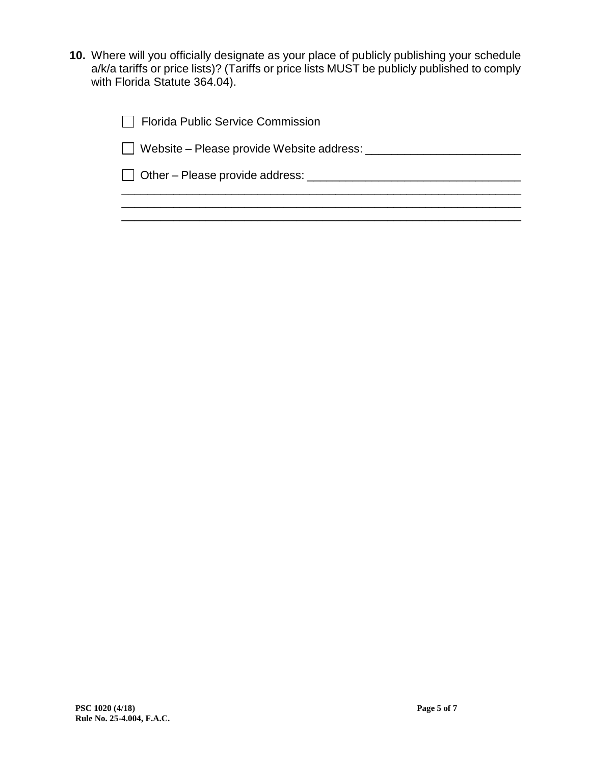**10.** Where will you officially designate as your place of publicly publishing your schedule a/k/a tariffs or price lists)? (Tariffs or price lists MUST be publicly published to comply with Florida Statute 364.04).

☐ Florida Public Service Commission

☐ Website – Please provide Website address: ________________________

☐ Other – Please provide address: _________________________________
_______________________________________________________________
_______________________________________________________________
_______________________________________________________________

**PSC 1020 (4/18)**
**Rule No. 25-4.004, F.A.C.**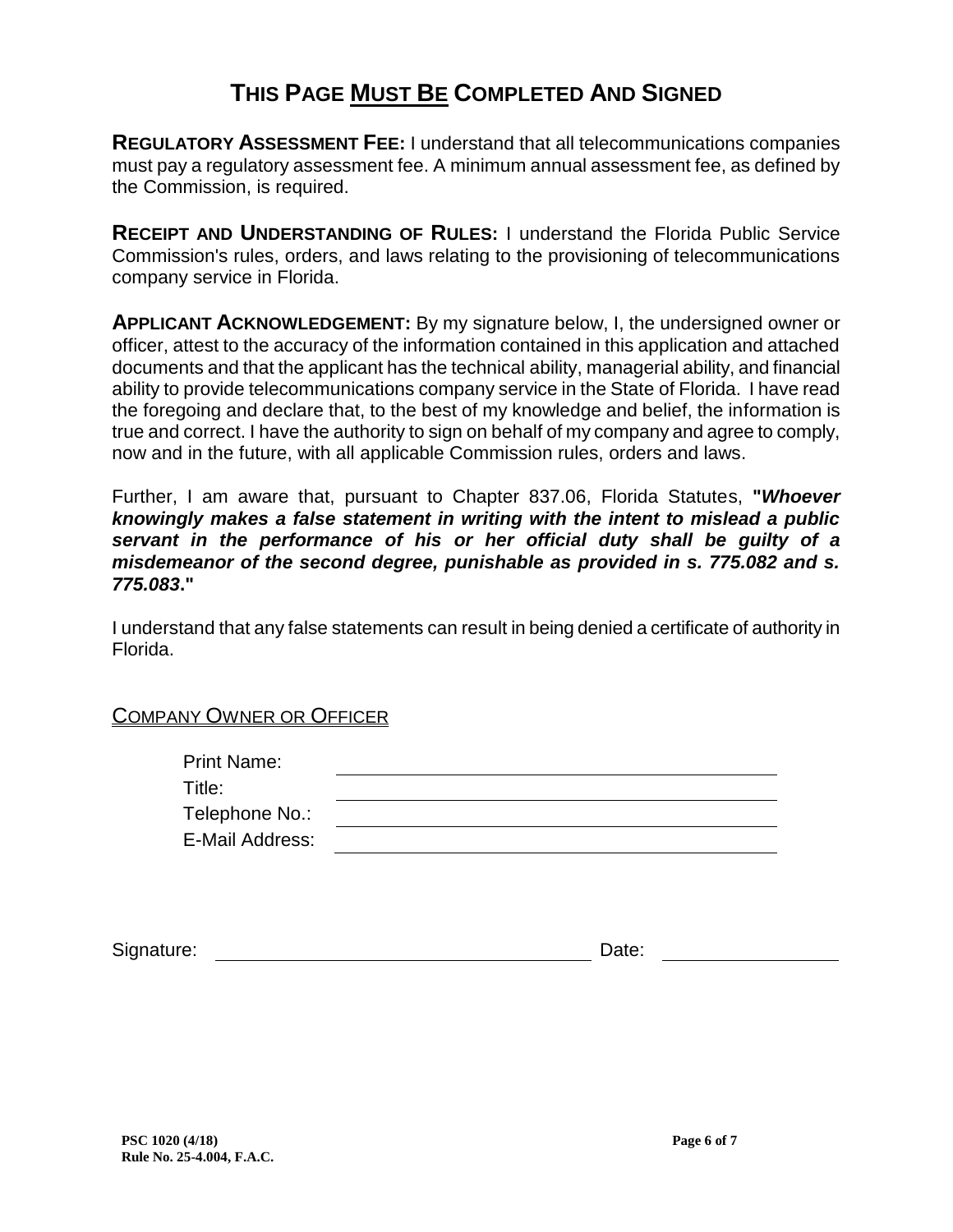# THIS PAGE MUST BE COMPLETED AND SIGNED

**REGULATORY ASSESSMENT FEE:** I understand that all telecommunications companies must pay a regulatory assessment fee. A minimum annual assessment fee, as defined by the Commission, is required.

**RECEIPT AND UNDERSTANDING OF RULES:** I understand the Florida Public Service Commission's rules, orders, and laws relating to the provisioning of telecommunications company service in Florida.

**APPLICANT ACKNOWLEDGEMENT:** By my signature below, I, the undersigned owner or officer, attest to the accuracy of the information contained in this application and attached documents and that the applicant has the technical ability, managerial ability, and financial ability to provide telecommunications company service in the State of Florida. I have read the foregoing and declare that, to the best of my knowledge and belief, the information is true and correct. I have the authority to sign on behalf of my company and agree to comply, now and in the future, with all applicable Commission rules, orders and laws.

Further, I am aware that, pursuant to Chapter 837.06, Florida Statutes, **"*Whoever knowingly makes a false statement in writing with the intent to mislead a public servant in the performance of his or her official duty shall be guilty of a misdemeanor of the second degree, punishable as provided in s. 775.082 and s. 775.083*."**

I understand that any false statements can result in being denied a certificate of authority in Florida.

COMPANY OWNER OR OFFICER

Print Name: ______________________________

Title: ______________________________

Telephone No.: ______________________________

E-Mail Address: ______________________________

Signature: ______________________________ Date: ______________

**PSC 1020 (4/18)**
**Rule No. 25-4.004, F.A.C.**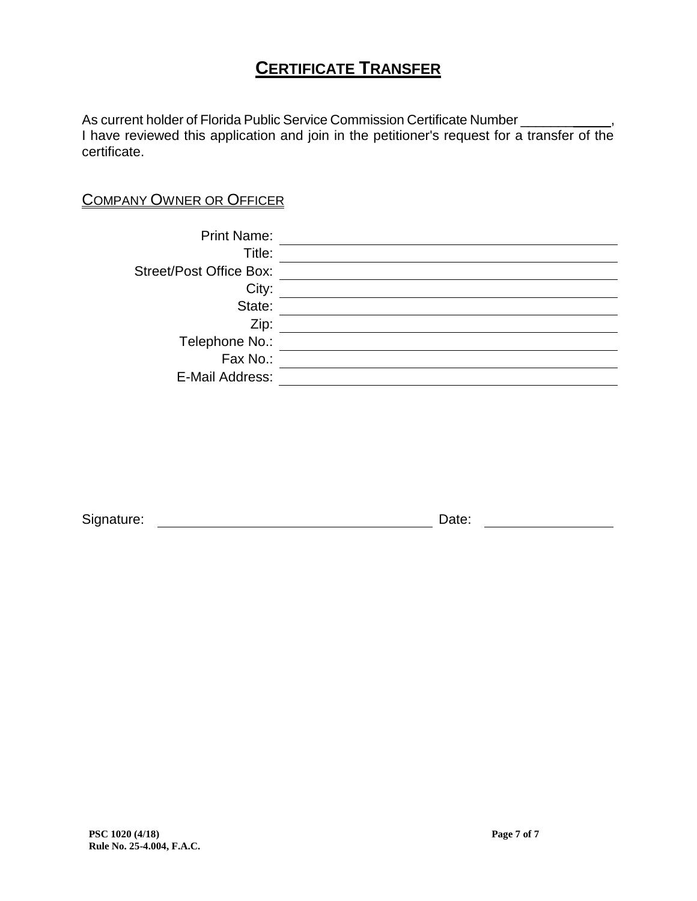# CERTIFICATE TRANSFER

As current holder of Florida Public Service Commission Certificate Number ____________, I have reviewed this application and join in the petitioner's request for a transfer of the certificate.

## COMPANY OWNER OR OFFICER

Print Name: ____________________

Title: ____________________

Street/Post Office Box: ____________________

City: ____________________

State: ____________________

Zip: ____________________

Telephone No.: ____________________

Fax No.: ____________________

E-Mail Address: ____________________

Signature: ____________________ Date: ____________

**PSC 1020 (4/18)**
**Rule No. 25-4.004, F.A.C.**